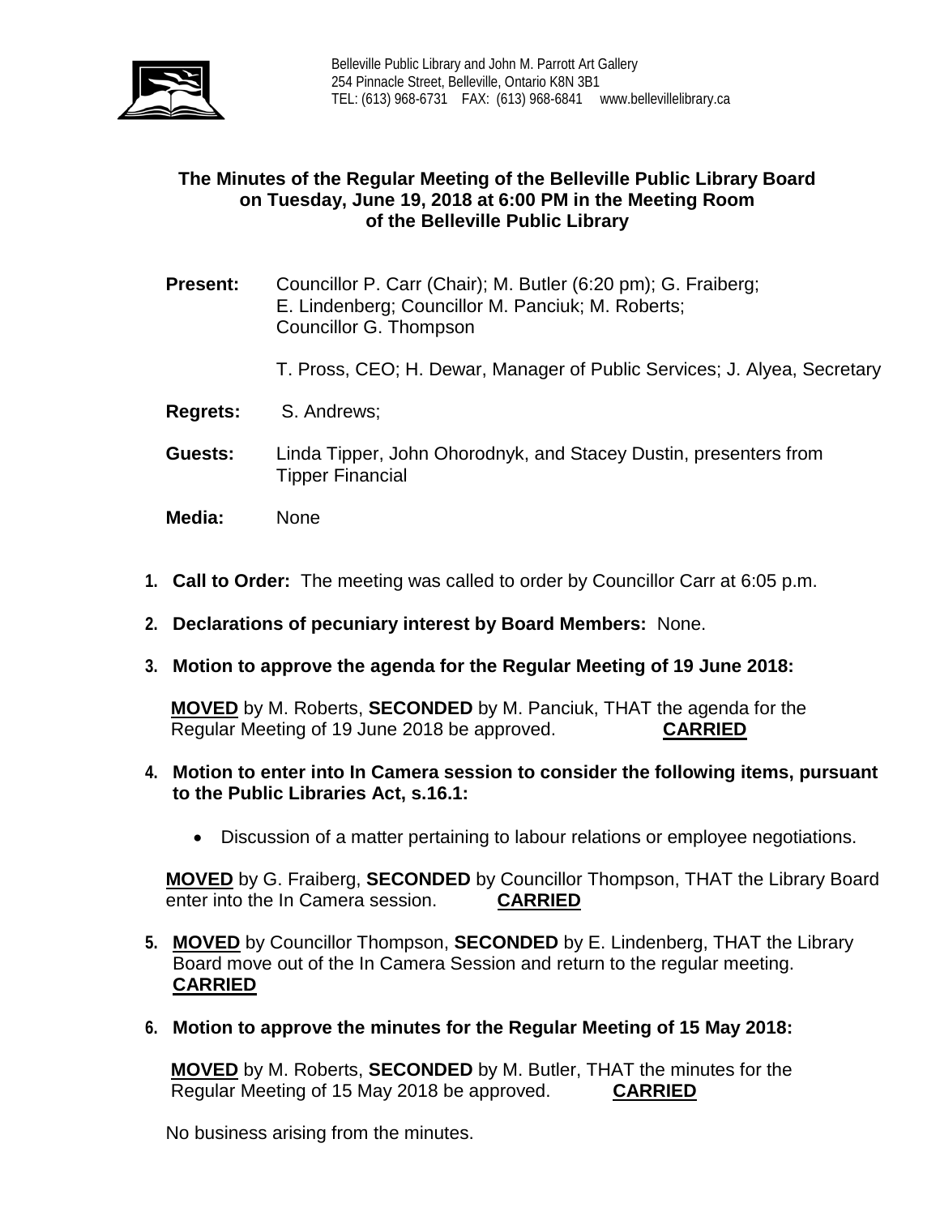Belleville Public Library and John M. Parrott Art Gallery
254 Pinnacle Street, Belleville, Ontario K8N 3B1
TEL: (613) 968-6731 FAX: (613) 968-6841 www.bellevillelibrary.ca

# The Minutes of the Regular Meeting of the Belleville Public Library Board on Tuesday, June 19, 2018 at 6:00 PM in the Meeting Room of the Belleville Public Library

**Present:** Councillor P. Carr (Chair); M. Butler (6:20 pm); G. Fraiberg; E. Lindenberg; Councillor M. Panciuk; M. Roberts; Councillor G. Thompson

T. Pross, CEO; H. Dewar, Manager of Public Services; J. Alyea, Secretary

**Regrets:** S. Andrews;

**Guests:** Linda Tipper, John Ohorodnyk, and Stacey Dustin, presenters from Tipper Financial

**Media:** None

1. **Call to Order:** The meeting was called to order by Councillor Carr at 6:05 p.m.

2. **Declarations of pecuniary interest by Board Members:** None.

3. **Motion to approve the agenda for the Regular Meeting of 19 June 2018:**

   **MOVED** by M. Roberts, **SECONDED** by M. Panciuk, THAT the agenda for the Regular Meeting of 19 June 2018 be approved. **CARRIED**

4. **Motion to enter into In Camera session to consider the following items, pursuant to the Public Libraries Act, s.16.1:**

   - Discussion of a matter pertaining to labour relations or employee negotiations.

   **MOVED** by G. Fraiberg, **SECONDED** by Councillor Thompson, THAT the Library Board enter into the In Camera session. **CARRIED**

5. **MOVED** by Councillor Thompson, **SECONDED** by E. Lindenberg, THAT the Library Board move out of the In Camera Session and return to the regular meeting. **CARRIED**

6. **Motion to approve the minutes for the Regular Meeting of 15 May 2018:**

   **MOVED** by M. Roberts, **SECONDED** by M. Butler, THAT the minutes for the Regular Meeting of 15 May 2018 be approved. **CARRIED**

   No business arising from the minutes.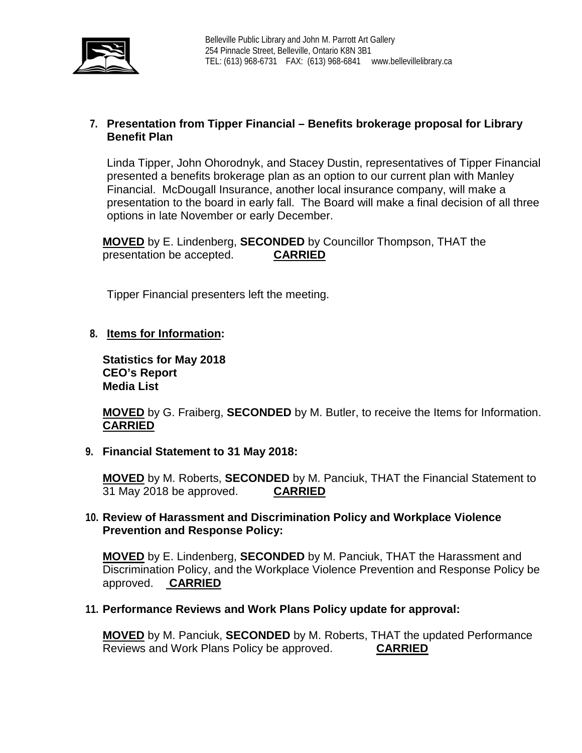**7. Presentation from Tipper Financial – Benefits brokerage proposal for Library Benefit Plan**

Linda Tipper, John Ohorodnyk, and Stacey Dustin, representatives of Tipper Financial presented a benefits brokerage plan as an option to our current plan with Manley Financial. McDougall Insurance, another local insurance company, will make a presentation to the board in early fall. The Board will make a final decision of all three options in late November or early December.

**MOVED** by E. Lindenberg, **SECONDED** by Councillor Thompson, THAT the presentation be accepted. **CARRIED**

Tipper Financial presenters left the meeting.

**8. Items for Information:**

**Statistics for May 2018**
**CEO's Report**
**Media List**

**MOVED** by G. Fraiberg, **SECONDED** by M. Butler, to receive the Items for Information. **CARRIED**

**9. Financial Statement to 31 May 2018:**

**MOVED** by M. Roberts, **SECONDED** by M. Panciuk, THAT the Financial Statement to 31 May 2018 be approved. **CARRIED**

**10. Review of Harassment and Discrimination Policy and Workplace Violence Prevention and Response Policy:**

**MOVED** by E. Lindenberg, **SECONDED** by M. Panciuk, THAT the Harassment and Discrimination Policy, and the Workplace Violence Prevention and Response Policy be approved. **CARRIED**

**11. Performance Reviews and Work Plans Policy update for approval:**

**MOVED** by M. Panciuk, **SECONDED** by M. Roberts, THAT the updated Performance Reviews and Work Plans Policy be approved. **CARRIED**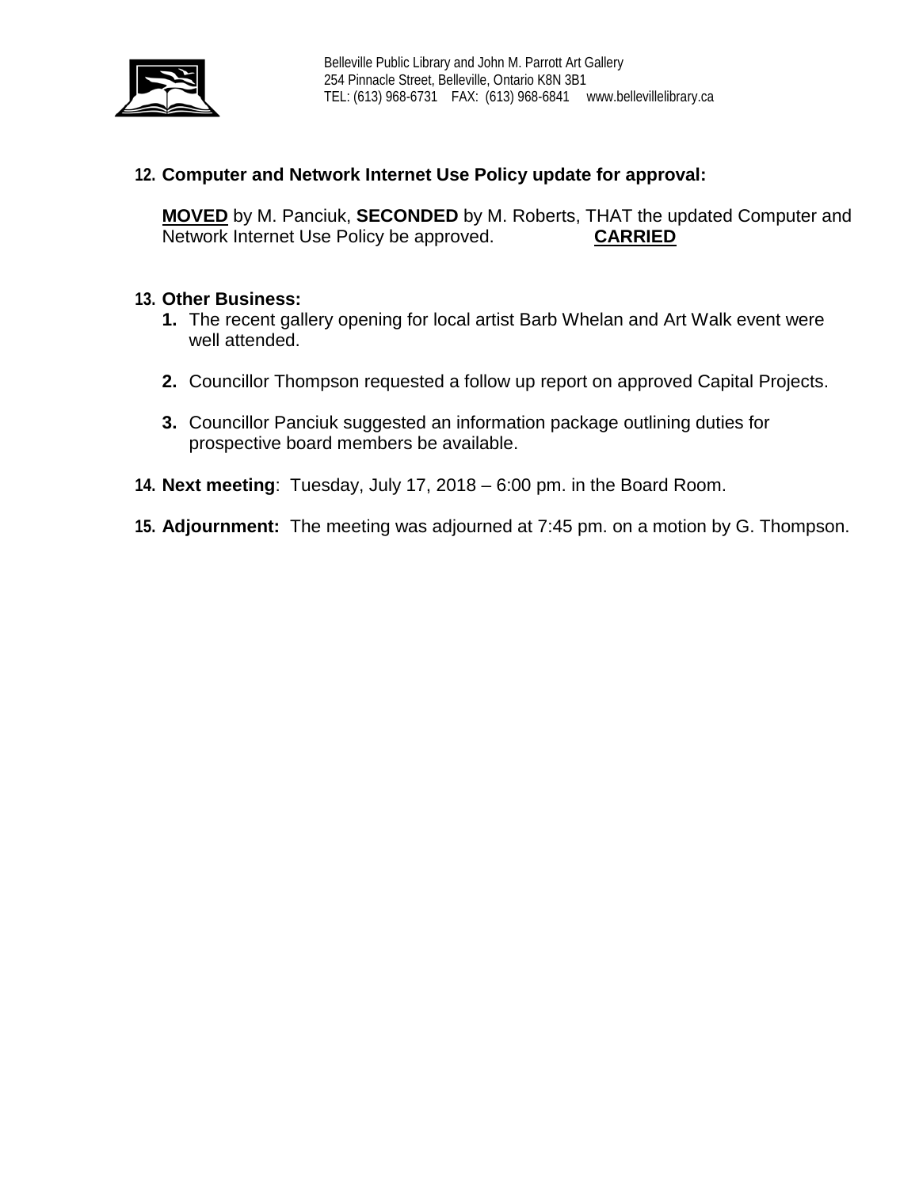Belleville Public Library and John M. Parrott Art Gallery
254 Pinnacle Street, Belleville, Ontario K8N 3B1
TEL: (613) 968-6731 FAX: (613) 968-6841 www.bellevillelibrary.ca

**12. Computer and Network Internet Use Policy update for approval:**

**MOVED** by M. Panciuk, **SECONDED** by M. Roberts, THAT the updated Computer and Network Internet Use Policy be approved. **CARRIED**

**13. Other Business:**

1. The recent gallery opening for local artist Barb Whelan and Art Walk event were well attended.
2. Councillor Thompson requested a follow up report on approved Capital Projects.
3. Councillor Panciuk suggested an information package outlining duties for prospective board members be available.

**14. Next meeting**: Tuesday, July 17, 2018 – 6:00 pm. in the Board Room.

**15. Adjournment:** The meeting was adjourned at 7:45 pm. on a motion by G. Thompson.